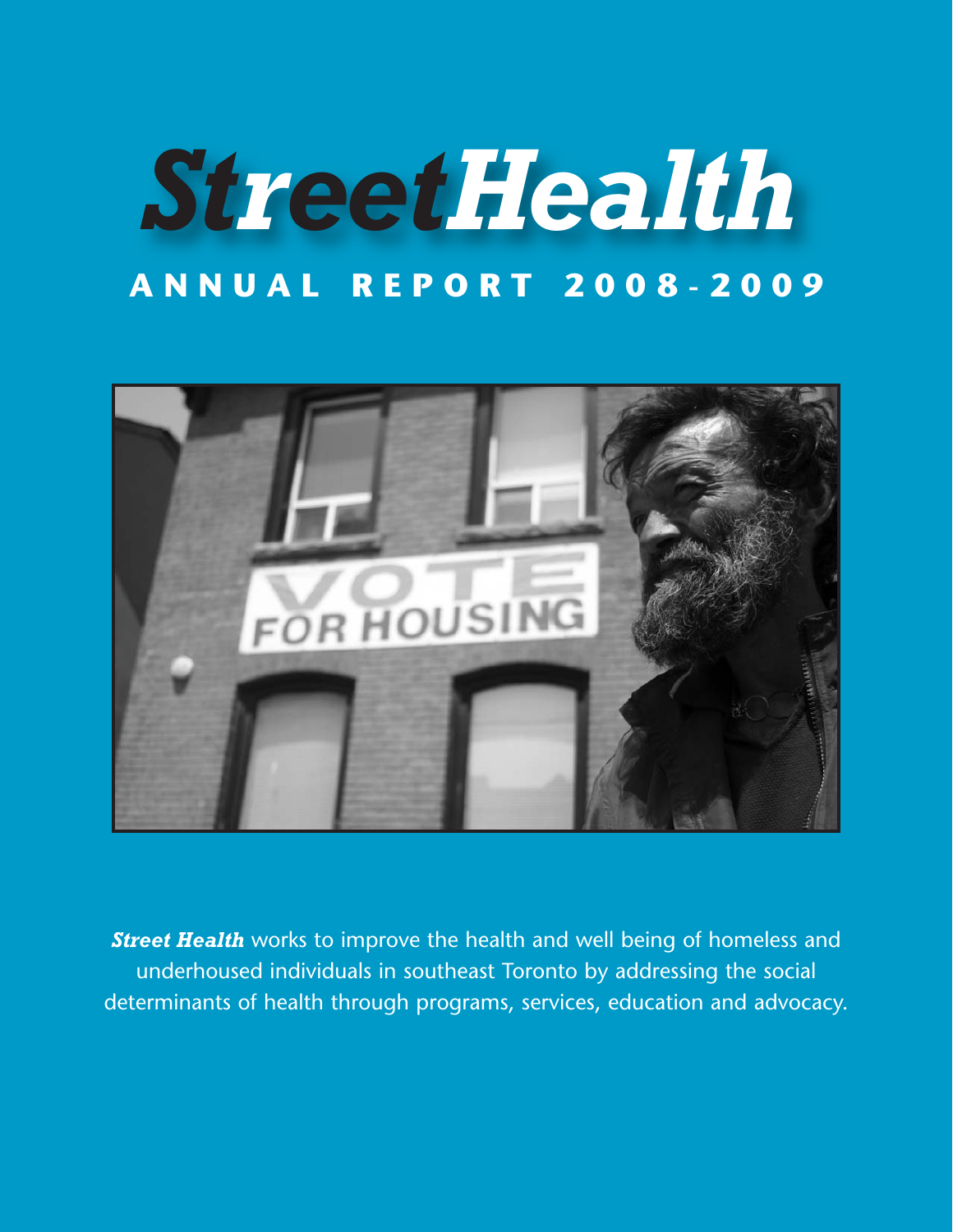# StreetHealth

## ANNUAL REPORT 2008-2009

***Street Health*** works to improve the health and well being of homeless and underhoused individuals in southeast Toronto by addressing the social determinants of health through programs, services, education and advocacy.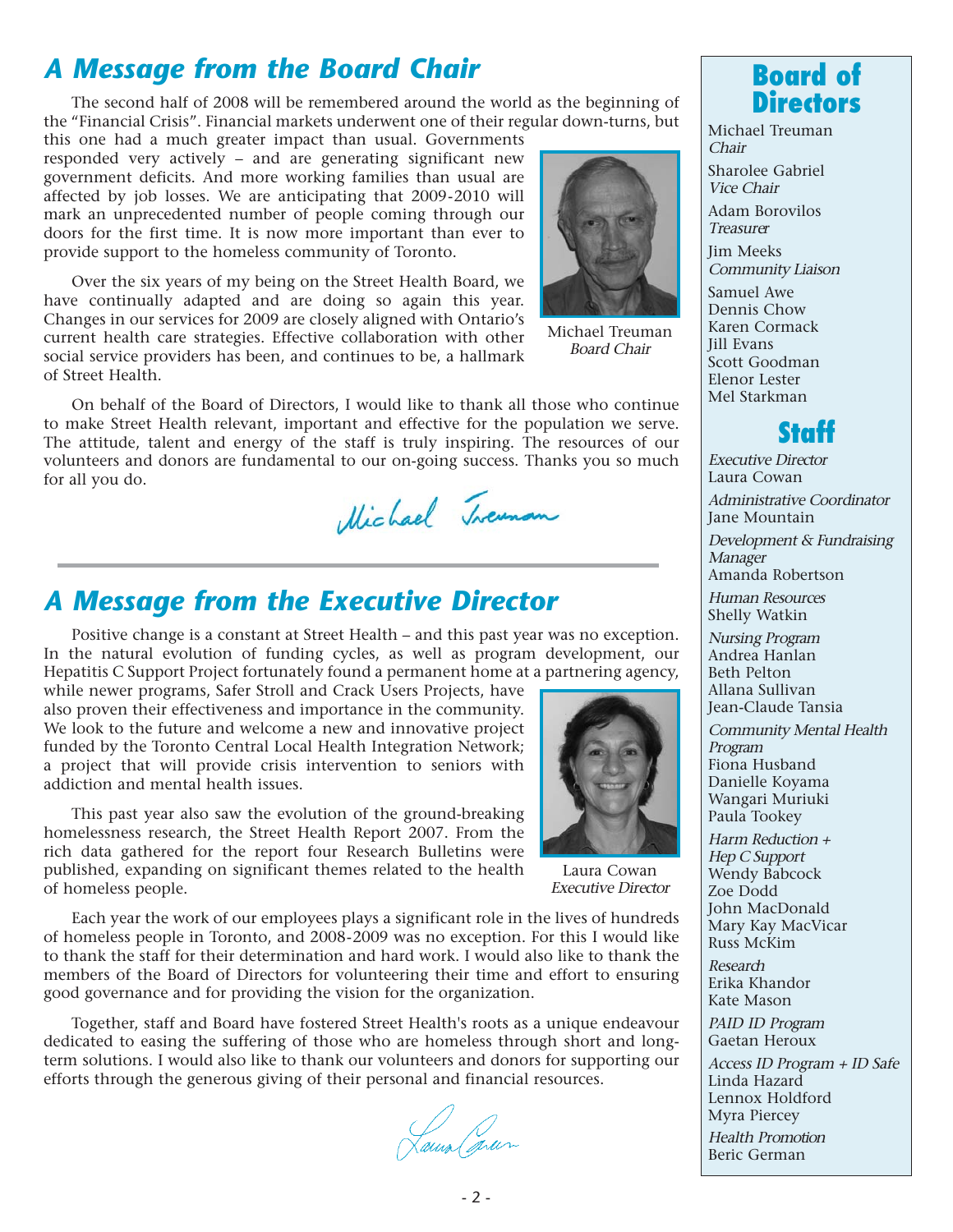## A Message from the Board Chair

The second half of 2008 will be remembered around the world as the beginning of the "Financial Crisis". Financial markets underwent one of their regular down-turns, but this one had a much greater impact than usual. Governments responded very actively – and are generating significant new government deficits. And more working families than usual are affected by job losses. We are anticipating that 2009-2010 will mark an unprecedented number of people coming through our doors for the first time. It is now more important than ever to provide support to the homeless community of Toronto.

Over the six years of my being on the Street Health Board, we have continually adapted and are doing so again this year. Changes in our services for 2009 are closely aligned with Ontario's current health care strategies. Effective collaboration with other social service providers has been, and continues to be, a hallmark of Street Health.

Michael Treuman
*Board Chair*

On behalf of the Board of Directors, I would like to thank all those who continue to make Street Health relevant, important and effective for the population we serve. The attitude, talent and energy of the staff is truly inspiring. The resources of our volunteers and donors are fundamental to our on-going success. Thanks you so much for all you do.

Michael Treuman

## A Message from the Executive Director

Positive change is a constant at Street Health – and this past year was no exception. In the natural evolution of funding cycles, as well as program development, our Hepatitis C Support Project fortunately found a permanent home at a partnering agency, while newer programs, Safer Stroll and Crack Users Projects, have also proven their effectiveness and importance in the community. We look to the future and welcome a new and innovative project funded by the Toronto Central Local Health Integration Network; a project that will provide crisis intervention to seniors with addiction and mental health issues.

This past year also saw the evolution of the ground-breaking homelessness research, the Street Health Report 2007. From the rich data gathered for the report four Research Bulletins were published, expanding on significant themes related to the health of homeless people.

Laura Cowan
*Executive Director*

Each year the work of our employees plays a significant role in the lives of hundreds of homeless people in Toronto, and 2008-2009 was no exception. For this I would like to thank the staff for their determination and hard work. I would also like to thank the members of the Board of Directors for volunteering their time and effort to ensuring good governance and for providing the vision for the organization.

Together, staff and Board have fostered Street Health's roots as a unique endeavour dedicated to easing the suffering of those who are homeless through short and long-term solutions. I would also like to thank our volunteers and donors for supporting our efforts through the generous giving of their personal and financial resources.

Laura Cowan

## Board of Directors

Michael Treuman
*Chair*

Sharolee Gabriel
*Vice Chair*

Adam Borovilos
*Treasurer*

Jim Meeks
*Community Liaison*

Samuel Awe
Dennis Chow
Karen Cormack
Jill Evans
Scott Goodman
Elenor Lester
Mel Starkman

## Staff

*Executive Director*
Laura Cowan

*Administrative Coordinator*
Jane Mountain

*Development & Fundraising Manager*
Amanda Robertson

*Human Resources*
Shelly Watkin

*Nursing Program*
Andrea Hanlan
Beth Pelton
Allana Sullivan
Jean-Claude Tansia

*Community Mental Health Program*
Fiona Husband
Danielle Koyama
Wangari Muriuki
Paula Tookey

*Harm Reduction + Hep C Support*
Wendy Babcock
Zoe Dodd
John MacDonald
Mary Kay MacVicar
Russ McKim

*Research*
Erika Khandor
Kate Mason

*PAID ID Program*
Gaetan Heroux

*Access ID Program + ID Safe*
Linda Hazard
Lennox Holdford
Myra Piercey

*Health Promotion*
Beric German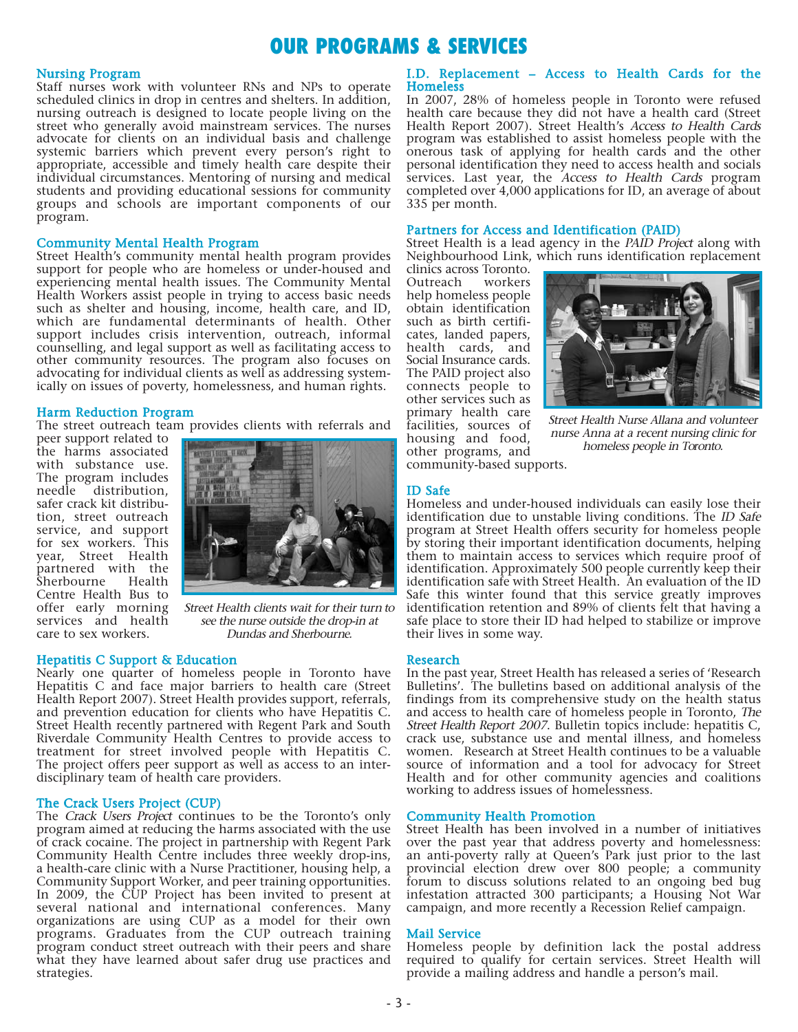# OUR PROGRAMS & SERVICES

## Nursing Program

Staff nurses work with volunteer RNs and NPs to operate scheduled clinics in drop in centres and shelters. In addition, nursing outreach is designed to locate people living on the street who generally avoid mainstream services. The nurses advocate for clients on an individual basis and challenge systemic barriers which prevent every person's right to appropriate, accessible and timely health care despite their individual circumstances. Mentoring of nursing and medical students and providing educational sessions for community groups and schools are important components of our program.

## Community Mental Health Program

Street Health's community mental health program provides support for people who are homeless or under-housed and experiencing mental health issues. The Community Mental Health Workers assist people in trying to access basic needs such as shelter and housing, income, health care, and ID, which are fundamental determinants of health. Other support includes crisis intervention, outreach, informal counselling, and legal support as well as facilitating access to other community resources. The program also focuses on advocating for individual clients as well as addressing systemically on issues of poverty, homelessness, and human rights.

## Harm Reduction Program

The street outreach team provides clients with referrals and peer support related to the harms associated with substance use. The program includes needle distribution, safer crack kit distribution, street outreach service, and support for sex workers. This year, Street Health partnered with the Sherbourne Health Centre Health Bus to offer early morning services and health care to sex workers.

*Street Health clients wait for their turn to see the nurse outside the drop-in at Dundas and Sherbourne.*

## Hepatitis C Support & Education

Nearly one quarter of homeless people in Toronto have Hepatitis C and face major barriers to health care (Street Health Report 2007). Street Health provides support, referrals, and prevention education for clients who have Hepatitis C. Street Health recently partnered with Regent Park and South Riverdale Community Health Centres to provide access to treatment for street involved people with Hepatitis C. The project offers peer support as well as access to an interdisciplinary team of health care providers.

## The Crack Users Project (CUP)

The *Crack Users Project* continues to be the Toronto's only program aimed at reducing the harms associated with the use of crack cocaine. The project in partnership with Regent Park Community Health Centre includes three weekly drop-ins, a health-care clinic with a Nurse Practitioner, housing help, a Community Support Worker, and peer training opportunities. In 2009, the CUP Project has been invited to present at several national and international conferences. Many organizations are using CUP as a model for their own programs. Graduates from the CUP outreach training program conduct street outreach with their peers and share what they have learned about safer drug use practices and strategies.

## I.D. Replacement – Access to Health Cards for the Homeless

In 2007, 28% of homeless people in Toronto were refused health care because they did not have a health card (Street Health Report 2007). Street Health's *Access to Health Cards* program was established to assist homeless people with the onerous task of applying for health cards and the other personal identification they need to access health and socials services. Last year, the *Access to Health Cards* program completed over 4,000 applications for ID, an average of about 335 per month.

## Partners for Access and Identification (PAID)

Street Health is a lead agency in the *PAID Project* along with Neighbourhood Link, which runs identification replacement clinics across Toronto. Outreach workers help homeless people obtain identification such as birth certificates, landed papers, health cards, and Social Insurance cards. The PAID project also connects people to other services such as primary health care facilities, sources of housing and food, other programs, and community-based supports.

*Street Health Nurse Allana and volunteer nurse Anna at a recent nursing clinic for homeless people in Toronto.*

## ID Safe

Homeless and under-housed individuals can easily lose their identification due to unstable living conditions. The *ID Safe* program at Street Health offers security for homeless people by storing their important identification documents, helping them to maintain access to services which require proof of identification. Approximately 500 people currently keep their identification safe with Street Health. An evaluation of the ID Safe this winter found that this service greatly improves identification retention and 89% of clients felt that having a safe place to store their ID had helped to stabilize or improve their lives in some way.

## Research

In the past year, Street Health has released a series of 'Research Bulletins'. The bulletins based on additional analysis of the findings from its comprehensive study on the health status and access to health care of homeless people in Toronto, *The Street Health Report 2007*. Bulletin topics include: hepatitis C, crack use, substance use and mental illness, and homeless women. Research at Street Health continues to be a valuable source of information and a tool for advocacy for Street Health and for other community agencies and coalitions working to address issues of homelessness.

## Community Health Promotion

Street Health has been involved in a number of initiatives over the past year that address poverty and homelessness: an anti-poverty rally at Queen's Park just prior to the last provincial election drew over 800 people; a community forum to discuss solutions related to an ongoing bed bug infestation attracted 300 participants; a Housing Not War campaign, and more recently a Recession Relief campaign.

## Mail Service

Homeless people by definition lack the postal address required to qualify for certain services. Street Health will provide a mailing address and handle a person's mail.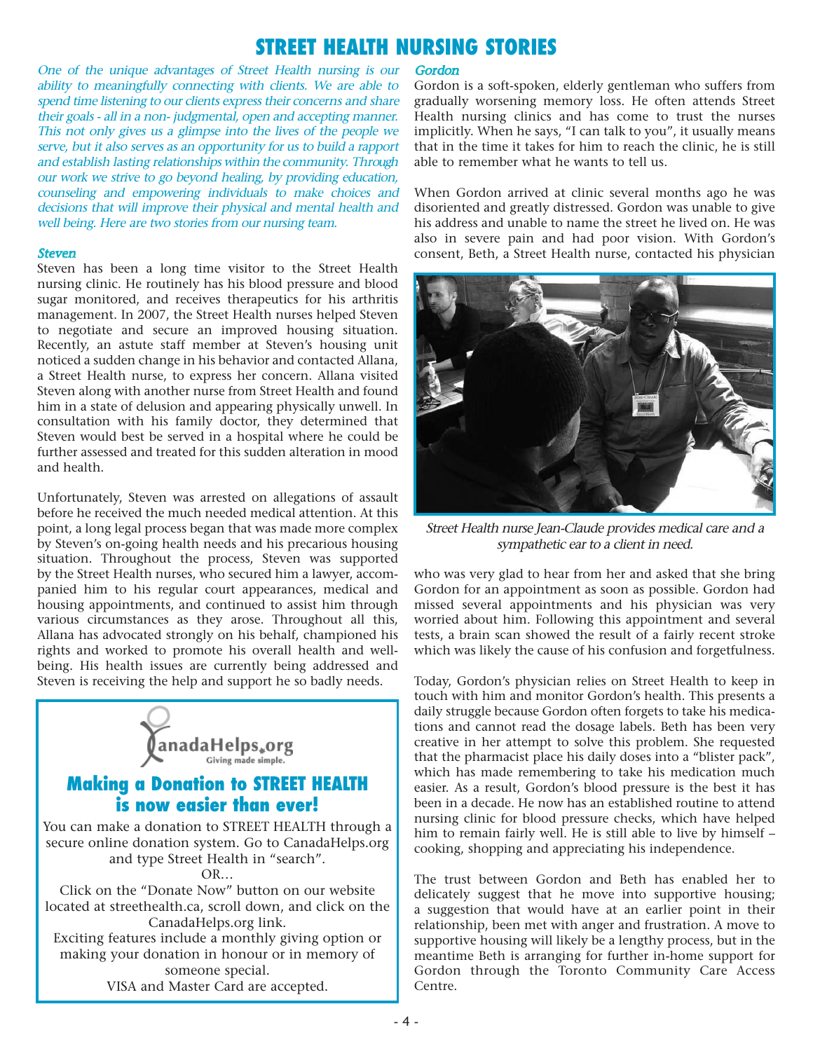# STREET HEALTH NURSING STORIES

*One of the unique advantages of Street Health nursing is our ability to meaningfully connecting with clients. We are able to spend time listening to our clients express their concerns and share their goals - all in a non- judgmental, open and accepting manner. This not only gives us a glimpse into the lives of the people we serve, but it also serves as an opportunity for us to build a rapport and establish lasting relationships within the community. Through our work we strive to go beyond healing, by providing education, counseling and empowering individuals to make choices and decisions that will improve their physical and mental health and well being. Here are two stories from our nursing team.*

### *Steven*

Steven has been a long time visitor to the Street Health nursing clinic. He routinely has his blood pressure and blood sugar monitored, and receives therapeutics for his arthritis management. In 2007, the Street Health nurses helped Steven to negotiate and secure an improved housing situation. Recently, an astute staff member at Steven's housing unit noticed a sudden change in his behavior and contacted Allana, a Street Health nurse, to express her concern. Allana visited Steven along with another nurse from Street Health and found him in a state of delusion and appearing physically unwell. In consultation with his family doctor, they determined that Steven would best be served in a hospital where he could be further assessed and treated for this sudden alteration in mood and health.

Unfortunately, Steven was arrested on allegations of assault before he received the much needed medical attention. At this point, a long legal process began that was made more complex by Steven's on-going health needs and his precarious housing situation. Throughout the process, Steven was supported by the Street Health nurses, who secured him a lawyer, accompanied him to his regular court appearances, medical and housing appointments, and continued to assist him through various circumstances as they arose. Throughout all this, Allana has advocated strongly on his behalf, championed his rights and worked to promote his overall health and well-being. His health issues are currently being addressed and Steven is receiving the help and support he so badly needs.

### *Gordon*

Gordon is a soft-spoken, elderly gentleman who suffers from gradually worsening memory loss. He often attends Street Health nursing clinics and has come to trust the nurses implicitly. When he says, "I can talk to you", it usually means that in the time it takes for him to reach the clinic, he is still able to remember what he wants to tell us.

When Gordon arrived at clinic several months ago he was disoriented and greatly distressed. Gordon was unable to give his address and unable to name the street he lived on. He was also in severe pain and had poor vision. With Gordon's consent, Beth, a Street Health nurse, contacted his physician who was very glad to hear from her and asked that she bring Gordon for an appointment as soon as possible. Gordon had missed several appointments and his physician was very worried about him. Following this appointment and several tests, a brain scan showed the result of a fairly recent stroke which was likely the cause of his confusion and forgetfulness.

*Street Health nurse Jean-Claude provides medical care and a sympathetic ear to a client in need.*

Today, Gordon's physician relies on Street Health to keep in touch with him and monitor Gordon's health. This presents a daily struggle because Gordon often forgets to take his medications and cannot read the dosage labels. Beth has been very creative in her attempt to solve this problem. She requested that the pharmacist place his daily doses into a "blister pack", which has made remembering to take his medication much easier. As a result, Gordon's blood pressure is the best it has been in a decade. He now has an established routine to attend nursing clinic for blood pressure checks, which have helped him to remain fairly well. He is still able to live by himself – cooking, shopping and appreciating his independence.

The trust between Gordon and Beth has enabled her to delicately suggest that he move into supportive housing; a suggestion that would have at an earlier point in their relationship, been met with anger and frustration. A move to supportive housing will likely be a lengthy process, but in the meantime Beth is arranging for further in-home support for Gordon through the Toronto Community Care Access Centre.

---

CanadaHelps.org
Giving made simple.

## Making a Donation to STREET HEALTH is now easier than ever!

You can make a donation to STREET HEALTH through a secure online donation system. Go to CanadaHelps.org and type Street Health in "search".

OR…

Click on the "Donate Now" button on our website located at streethealth.ca, scroll down, and click on the CanadaHelps.org link.

Exciting features include a monthly giving option or making your donation in honour or in memory of someone special.

VISA and Master Card are accepted.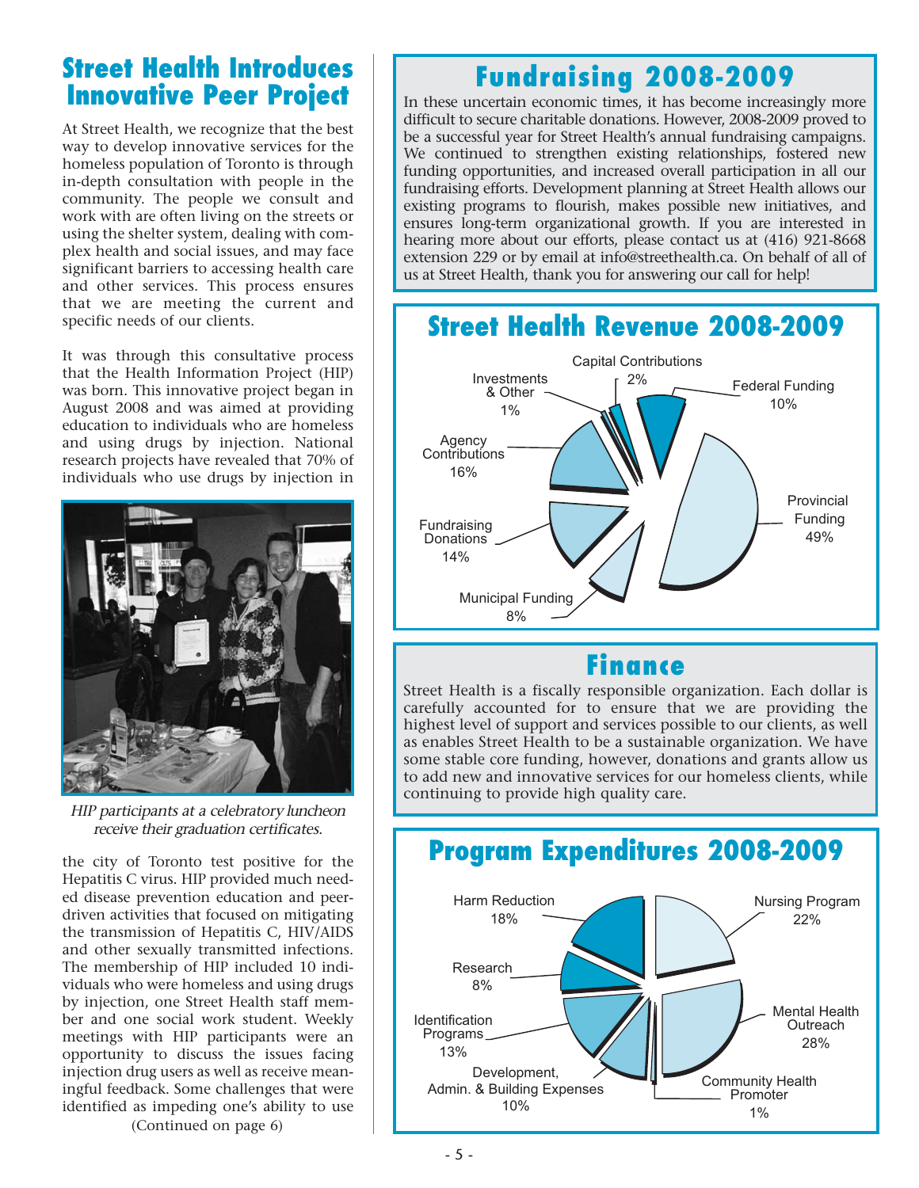## Street Health Introduces Innovative Peer Project

At Street Health, we recognize that the best way to develop innovative services for the homeless population of Toronto is through in-depth consultation with people in the community. The people we consult and work with are often living on the streets or using the shelter system, dealing with complex health and social issues, and may face significant barriers to accessing health care and other services. This process ensures that we are meeting the current and specific needs of our clients.

It was through this consultative process that the Health Information Project (HIP) was born. This innovative project began in August 2008 and was aimed at providing education to individuals who are homeless and using drugs by injection. National research projects have revealed that 70% of individuals who use drugs by injection in the city of Toronto test positive for the Hepatitis C virus. HIP provided much needed disease prevention education and peer-driven activities that focused on mitigating the transmission of Hepatitis C, HIV/AIDS and other sexually transmitted infections. The membership of HIP included 10 individuals who were homeless and using drugs by injection, one Street Health staff member and one social work student. Weekly meetings with HIP participants were an opportunity to discuss the issues facing injection drug users as well as receive meaningful feedback. Some challenges that were identified as impeding one's ability to use

*HIP participants at a celebratory luncheon receive their graduation certificates.*

(Continued on page 6)

## Fundraising 2008-2009

In these uncertain economic times, it has become increasingly more difficult to secure charitable donations. However, 2008-2009 proved to be a successful year for Street Health's annual fundraising campaigns. We continued to strengthen existing relationships, fostered new funding opportunities, and increased overall participation in all our fundraising efforts. Development planning at Street Health allows our existing programs to flourish, makes possible new initiatives, and ensures long-term organizational growth. If you are interested in hearing more about our efforts, please contact us at (416) 921-8668 extension 229 or by email at info@streethealth.ca. On behalf of all of us at Street Health, thank you for answering our call for help!

## Street Health Revenue 2008-2009

| Source | Percentage |
|---|---|
| Provincial Funding | 49% |
| Agency Contributions | 16% |
| Fundraising Donations | 14% |
| Federal Funding | 10% |
| Municipal Funding | 8% |
| Capital Contributions | 2% |
| Investments & Other | 1% |

## Finance

Street Health is a fiscally responsible organization. Each dollar is carefully accounted for to ensure that we are providing the highest level of support and services possible to our clients, as well as enables Street Health to be a sustainable organization. We have some stable core funding, however, donations and grants allow us to add new and innovative services for our homeless clients, while continuing to provide high quality care.

## Program Expenditures 2008-2009

| Program | Percentage |
|---|---|
| Mental Health Outreach | 28% |
| Nursing Program | 22% |
| Harm Reduction | 18% |
| Identification Programs | 13% |
| Development, Admin. & Building Expenses | 10% |
| Research | 8% |
| Community Health Promoter | 1% |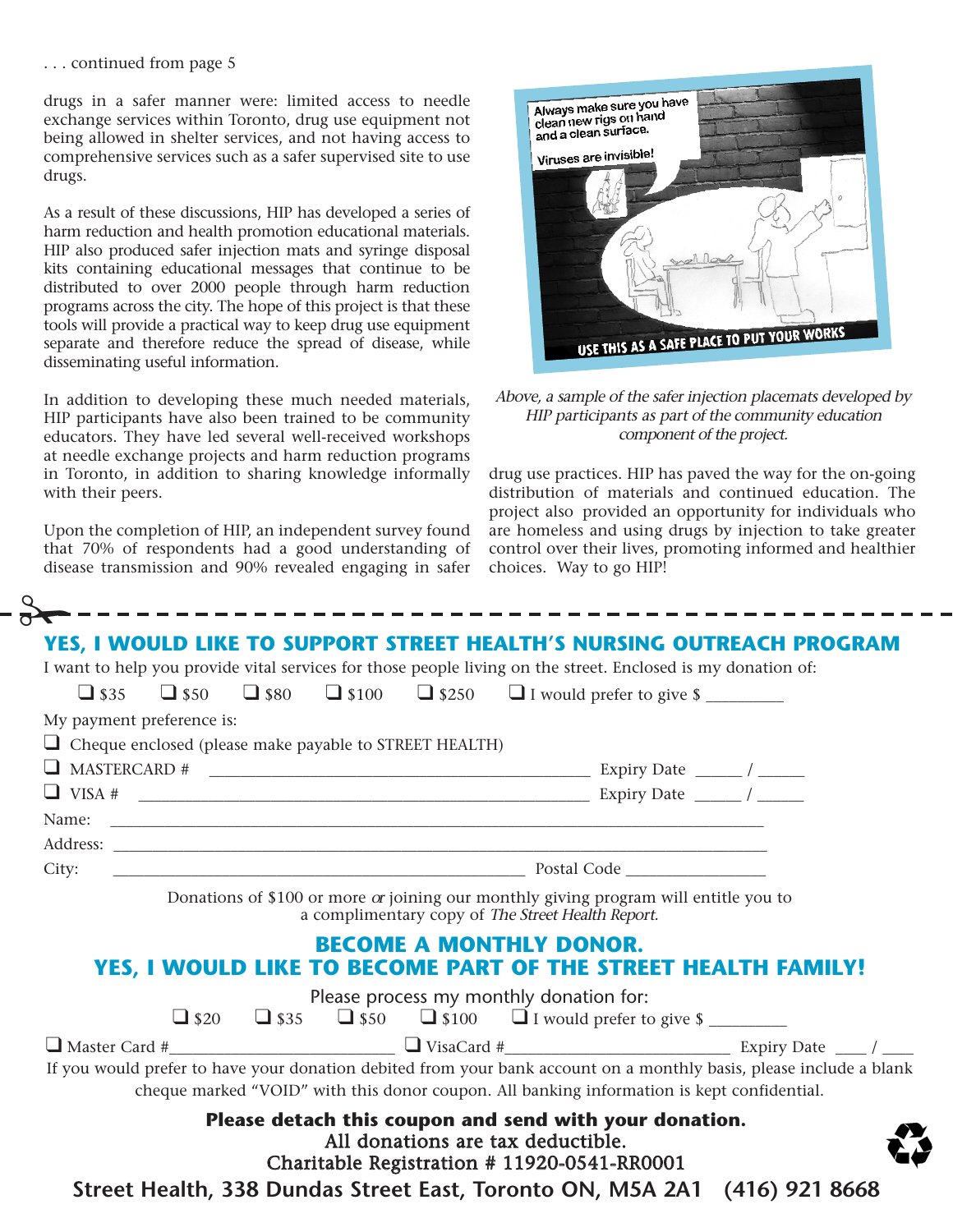. . . continued from page 5

drugs in a safer manner were: limited access to needle exchange services within Toronto, drug use equipment not being allowed in shelter services, and not having access to comprehensive services such as a safer supervised site to use drugs.

As a result of these discussions, HIP has developed a series of harm reduction and health promotion educational materials. HIP also produced safer injection mats and syringe disposal kits containing educational messages that continue to be distributed to over 2000 people through harm reduction programs across the city. The hope of this project is that these tools will provide a practical way to keep drug use equipment separate and therefore reduce the spread of disease, while disseminating useful information.

In addition to developing these much needed materials, HIP participants have also been trained to be community educators. They have led several well-received workshops at needle exchange projects and harm reduction programs in Toronto, in addition to sharing knowledge informally with their peers.

Upon the completion of HIP, an independent survey found that 70% of respondents had a good understanding of disease transmission and 90% revealed engaging in safer drug use practices. HIP has paved the way for the on-going distribution of materials and continued education. The project also provided an opportunity for individuals who are homeless and using drugs by injection to take greater control over their lives, promoting informed and healthier choices. Way to go HIP!

Always make sure you have clean new rigs on hand and a clean surface.

Viruses are invisible!

USE THIS AS A SAFE PLACE TO PUT YOUR WORKS

*Above, a sample of the safer injection placemats developed by HIP participants as part of the community education component of the project.*

---

## YES, I WOULD LIKE TO SUPPORT STREET HEALTH'S NURSING OUTREACH PROGRAM

I want to help you provide vital services for those people living on the street. Enclosed is my donation of:

❑ $35 ❑ $50 ❑ $80 ❑ $100 ❑ $250 ❑ I would prefer to give $ _________

My payment preference is:

❑ Cheque enclosed (please make payable to STREET HEALTH)

❑ MASTERCARD # ____________________________ Expiry Date _____ / _____

❑ VISA # ____________________________ Expiry Date _____ / _____

Name: ____________________________

Address: ____________________________

City: ____________________________ Postal Code ______________

Donations of $100 or more *or* joining our monthly giving program will entitle you to a complimentary copy of *The Street Health Report*.

## BECOME A MONTHLY DONOR.
## YES, I WOULD LIKE TO BECOME PART OF THE STREET HEALTH FAMILY!

Please process my monthly donation for:

❑ $20 ❑ $35 ❑ $50 ❑ $100 ❑ I would prefer to give $ _________

❑ Master Card #________________________ ❑ VisaCard #________________________ Expiry Date ____ / ____

If you would prefer to have your donation debited from your bank account on a monthly basis, please include a blank cheque marked "VOID" with this donor coupon. All banking information is kept confidential.

**Please detach this coupon and send with your donation.**
All donations are tax deductible.
Charitable Registration # 11920-0541-RR0001

**Street Health, 338 Dundas Street East, Toronto ON, M5A 2A1 (416) 921 8668**